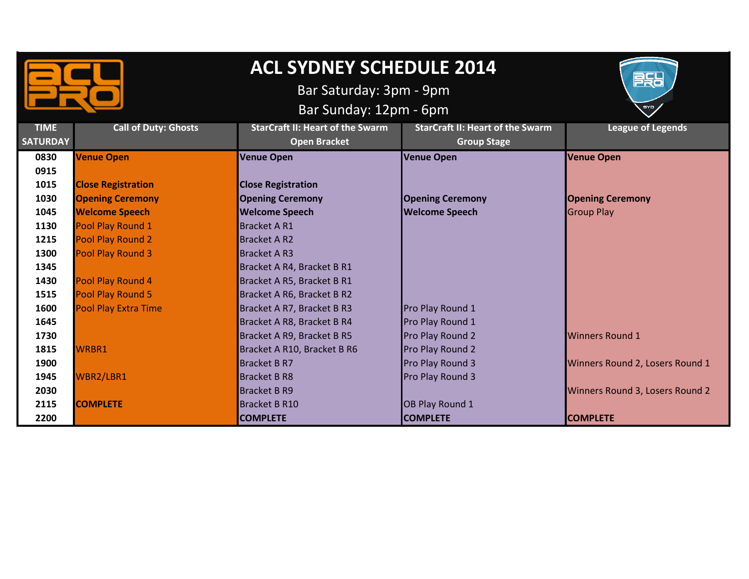# ACL SYDNEY SCHEDULE 2014

Bar Saturday: 3pm - 9pm

Bar Sunday: 12pm - 6pm

| TIME SATURDAY | Call of Duty: Ghosts | StarCraft II: Heart of the Swarm Open Bracket | StarCraft II: Heart of the Swarm Group Stage | League of Legends |
|---|---|---|---|---|
| 0830 | **Venue Open** | **Venue Open** | **Venue Open** | **Venue Open** |
| 0915 | | | | |
| 1015 | **Close Registration** | **Close Registration** | | |
| 1030 | **Opening Ceremony** | **Opening Ceremony** | **Opening Ceremony** | **Opening Ceremony** |
| 1045 | **Welcome Speech** | **Welcome Speech** | **Welcome Speech** | Group Play |
| 1130 | Pool Play Round 1 | Bracket A R1 | | |
| 1215 | Pool Play Round 2 | Bracket A R2 | | |
| 1300 | Pool Play Round 3 | Bracket A R3 | | |
| 1345 | | Bracket A R4, Bracket B R1 | | |
| 1430 | Pool Play Round 4 | Bracket A R5, Bracket B R1 | | |
| 1515 | Pool Play Round 5 | Bracket A R6, Bracket B R2 | | |
| 1600 | Pool Play Extra Time | Bracket A R7, Bracket B R3 | Pro Play Round 1 | |
| 1645 | | Bracket A R8, Bracket B R4 | Pro Play Round 1 | |
| 1730 | | Bracket A R9, Bracket B R5 | Pro Play Round 2 | Winners Round 1 |
| 1815 | WRBR1 | Bracket A R10, Bracket B R6 | Pro Play Round 2 | |
| 1900 | | Bracket B R7 | Pro Play Round 3 | Winners Round 2, Losers Round 1 |
| 1945 | WBR2/LBR1 | Bracket B R8 | Pro Play Round 3 | |
| 2030 | | Bracket B R9 | | Winners Round 3, Losers Round 2 |
| 2115 | **COMPLETE** | Bracket B R10 | OB Play Round 1 | |
| 2200 | | **COMPLETE** | **COMPLETE** | **COMPLETE** |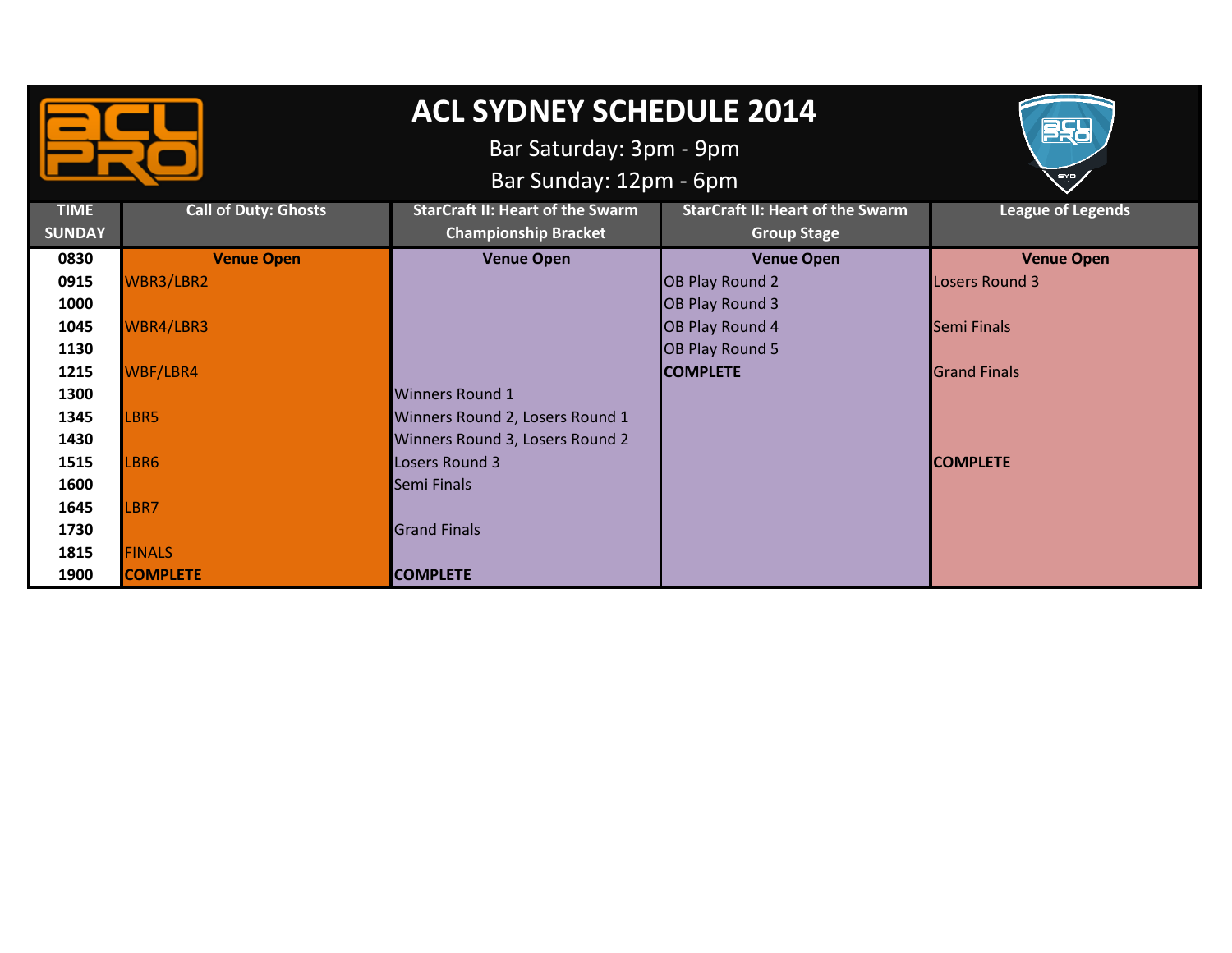# ACL SYDNEY SCHEDULE 2014

Bar Saturday: 3pm - 9pm

Bar Sunday: 12pm - 6pm

| TIME SUNDAY | Call of Duty: Ghosts | StarCraft II: Heart of the Swarm Championship Bracket | StarCraft II: Heart of the Swarm Group Stage | League of Legends |
|---|---|---|---|---|
| 0830 | **Venue Open** | **Venue Open** | **Venue Open** | **Venue Open** |
| 0915 | WBR3/LBR2 | | OB Play Round 2 | Losers Round 3 |
| 1000 | | | OB Play Round 3 | |
| 1045 | WBR4/LBR3 | | OB Play Round 4 | Semi Finals |
| 1130 | | | OB Play Round 5 | |
| 1215 | WBF/LBR4 | | **COMPLETE** | Grand Finals |
| 1300 | | Winners Round 1 | | |
| 1345 | LBR5 | Winners Round 2, Losers Round 1 | | |
| 1430 | | Winners Round 3, Losers Round 2 | | |
| 1515 | LBR6 | Losers Round 3 | | **COMPLETE** |
| 1600 | | Semi Finals | | |
| 1645 | LBR7 | | | |
| 1730 | | Grand Finals | | |
| 1815 | FINALS | | | |
| 1900 | **COMPLETE** | **COMPLETE** | | |